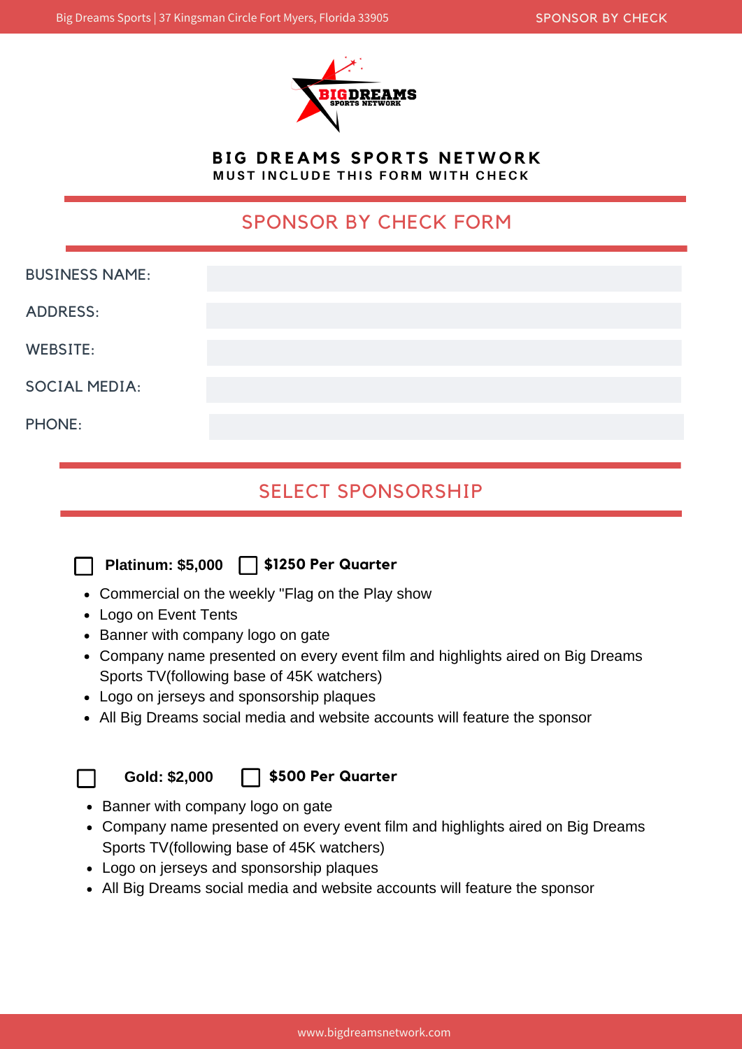# BIG DREAMS SPORTS NETWORK

**MUST INCLUDE THIS FORM WITH CHECK**

## SPONSOR BY CHECK FORM

BUSINESS NAME:

ADDRESS:

WEBSITE:

SOCIAL MEDIA:

PHONE:

## SELECT SPONSORSHIP

☐ **Platinum: $5,000** ☐ **$1250 Per Quarter**

- Commercial on the weekly "Flag on the Play show
- Logo on Event Tents
- Banner with company logo on gate
- Company name presented on every event film and highlights aired on Big Dreams Sports TV(following base of 45K watchers)
- Logo on jerseys and sponsorship plaques
- All Big Dreams social media and website accounts will feature the sponsor

☐ **Gold: $2,000** ☐ **$500 Per Quarter**

- Banner with company logo on gate
- Company name presented on every event film and highlights aired on Big Dreams Sports TV(following base of 45K watchers)
- Logo on jerseys and sponsorship plaques
- All Big Dreams social media and website accounts will feature the sponsor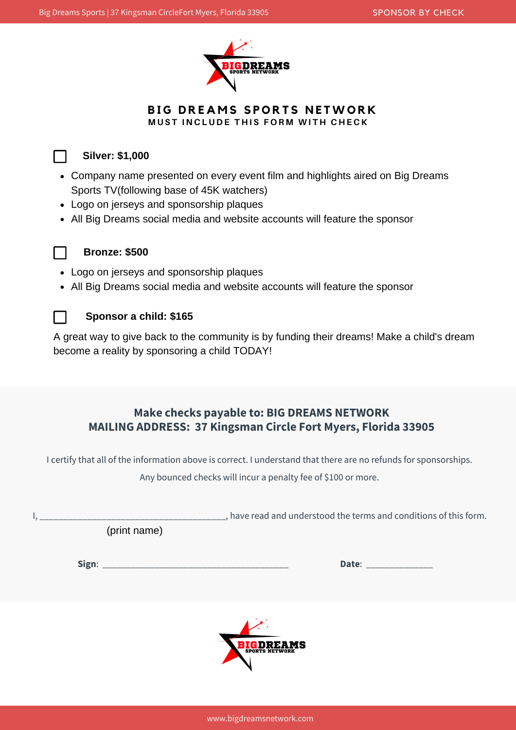## BIG DREAMS SPORTS NETWORK

**MUST INCLUDE THIS FORM WITH CHECK**

☐ **Silver: $1,000**

- Company name presented on every event film and highlights aired on Big Dreams Sports TV(following base of 45K watchers)
- Logo on jerseys and sponsorship plaques
- All Big Dreams social media and website accounts will feature the sponsor

☐ **Bronze: $500**

- Logo on jerseys and sponsorship plaques
- All Big Dreams social media and website accounts will feature the sponsor

☐ **Sponsor a child: $165**

A great way to give back to the community is by funding their dreams! Make a child's dream become a reality by sponsoring a child TODAY!

**Make checks payable to: BIG DREAMS NETWORK**
**MAILING ADDRESS: 37 Kingsman Circle Fort Myers, Florida 33905**

I certify that all of the information above is correct. I understand that there are no refunds for sponsorships.

Any bounced checks will incur a penalty fee of $100 or more.

I, ______________________________________, have read and understood the terms and conditions of this form.
(print name)

**Sign**: ______________________________________ **Date**: ______________